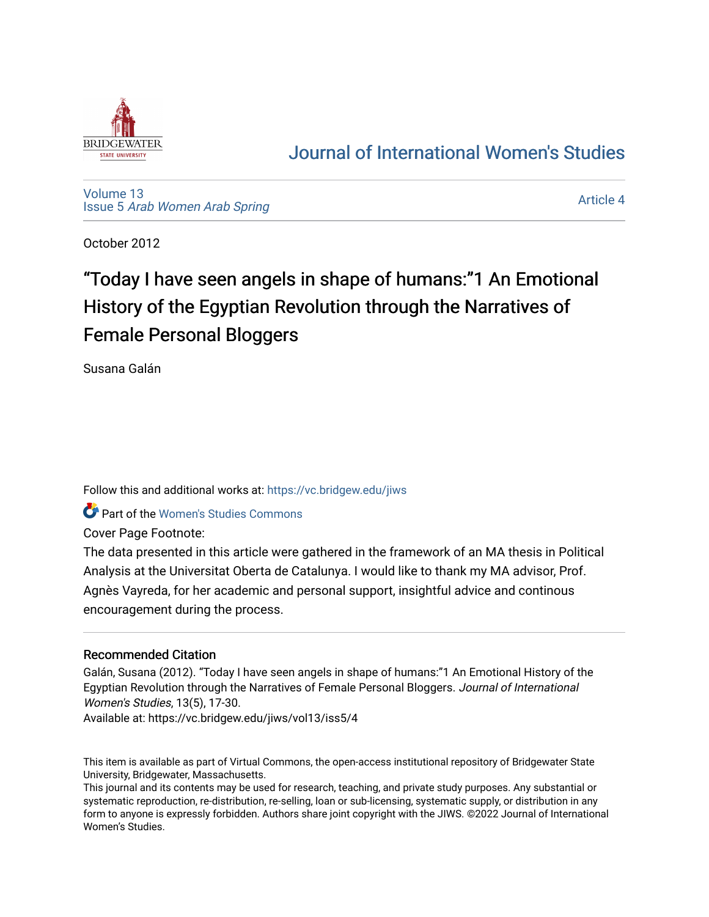# Journal of International Women's Studies

Volume 13
Issue 5 *Arab Women Arab Spring*

Article 4

October 2012

# "Today I have seen angels in shape of humans:"1 An Emotional History of the Egyptian Revolution through the Narratives of Female Personal Bloggers

Susana Galán

Follow this and additional works at: https://vc.bridgew.edu/jiws

Part of the Women's Studies Commons

Cover Page Footnote:

The data presented in this article were gathered in the framework of an MA thesis in Political Analysis at the Universitat Oberta de Catalunya. I would like to thank my MA advisor, Prof. Agnès Vayreda, for her academic and personal support, insightful advice and continous encouragement during the process.

## Recommended Citation

Galán, Susana (2012). "Today I have seen angels in shape of humans:"1 An Emotional History of the Egyptian Revolution through the Narratives of Female Personal Bloggers. *Journal of International Women's Studies*, 13(5), 17-30.
Available at: https://vc.bridgew.edu/jiws/vol13/iss5/4

This item is available as part of Virtual Commons, the open-access institutional repository of Bridgewater State University, Bridgewater, Massachusetts.
This journal and its contents may be used for research, teaching, and private study purposes. Any substantial or systematic reproduction, re-distribution, re-selling, loan or sub-licensing, systematic supply, or distribution in any form to anyone is expressly forbidden. Authors share joint copyright with the JIWS. ©2022 Journal of International Women's Studies.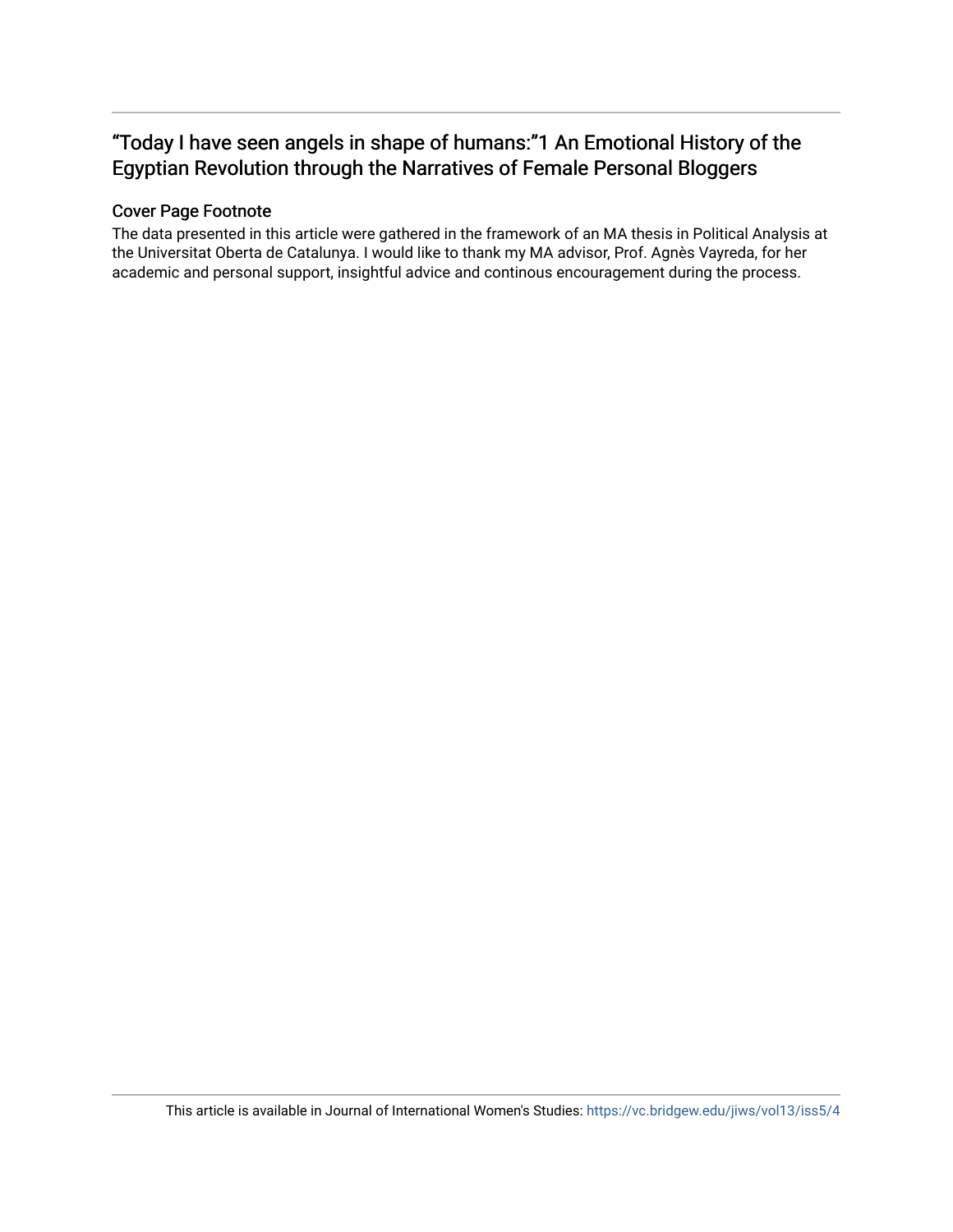# “Today I have seen angels in shape of humans:”1 An Emotional History of the Egyptian Revolution through the Narratives of Female Personal Bloggers

## Cover Page Footnote

The data presented in this article were gathered in the framework of an MA thesis in Political Analysis at the Universitat Oberta de Catalunya. I would like to thank my MA advisor, Prof. Agnès Vayreda, for her academic and personal support, insightful advice and continous encouragement during the process.

This article is available in Journal of International Women's Studies: https://vc.bridgew.edu/jiws/vol13/iss5/4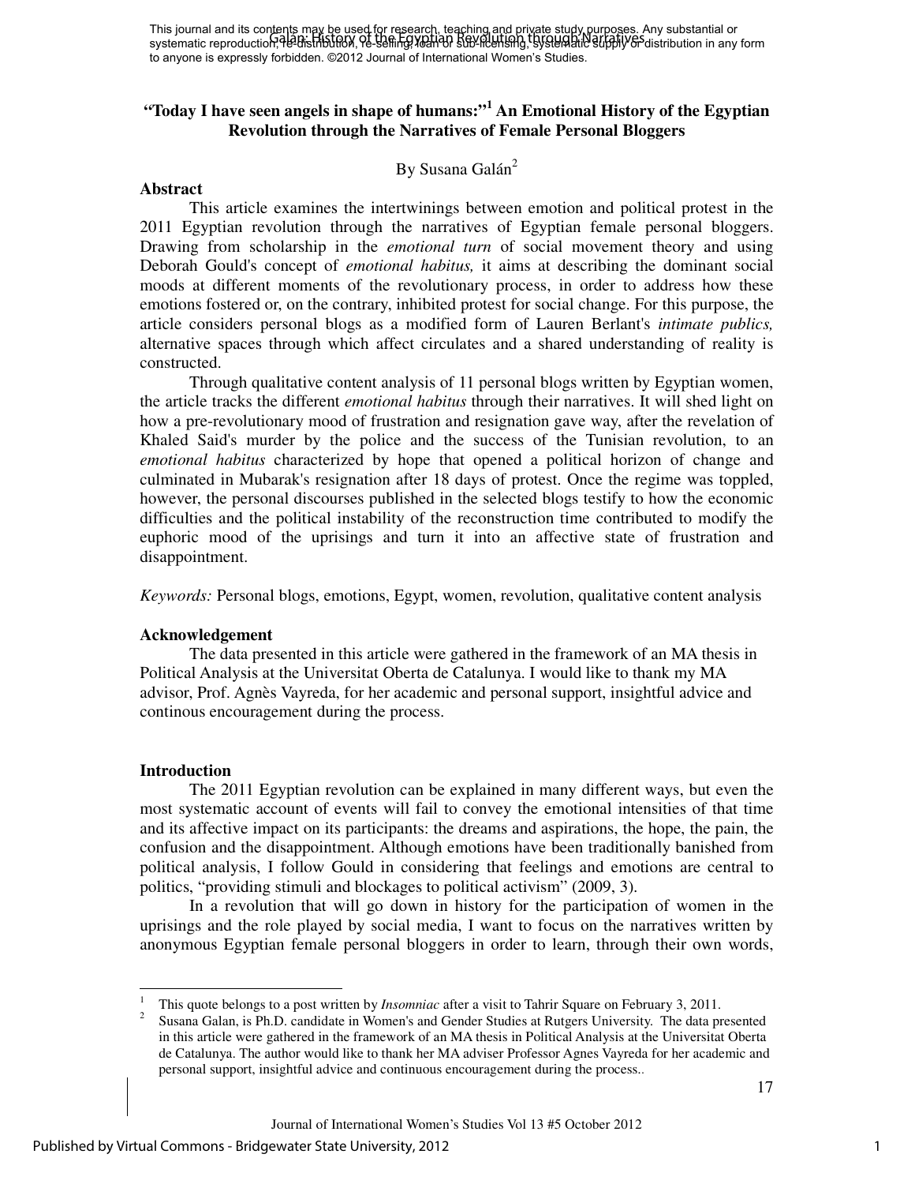# "Today I have seen angels in shape of humans:"[1] An Emotional History of the Egyptian Revolution through the Narratives of Female Personal Bloggers

By Susana Galán[2]

## Abstract

This article examines the intertwinings between emotion and political protest in the 2011 Egyptian revolution through the narratives of Egyptian female personal bloggers. Drawing from scholarship in the *emotional turn* of social movement theory and using Deborah Gould's concept of *emotional habitus,* it aims at describing the dominant social moods at different moments of the revolutionary process, in order to address how these emotions fostered or, on the contrary, inhibited protest for social change. For this purpose, the article considers personal blogs as a modified form of Lauren Berlant's *intimate publics,* alternative spaces through which affect circulates and a shared understanding of reality is constructed.

Through qualitative content analysis of 11 personal blogs written by Egyptian women, the article tracks the different *emotional habitus* through their narratives. It will shed light on how a pre-revolutionary mood of frustration and resignation gave way, after the revelation of Khaled Said's murder by the police and the success of the Tunisian revolution, to an *emotional habitus* characterized by hope that opened a political horizon of change and culminated in Mubarak's resignation after 18 days of protest. Once the regime was toppled, however, the personal discourses published in the selected blogs testify to how the economic difficulties and the political instability of the reconstruction time contributed to modify the euphoric mood of the uprisings and turn it into an affective state of frustration and disappointment.

*Keywords:* Personal blogs, emotions, Egypt, women, revolution, qualitative content analysis

## Acknowledgement

The data presented in this article were gathered in the framework of an MA thesis in Political Analysis at the Universitat Oberta de Catalunya. I would like to thank my MA advisor, Prof. Agnès Vayreda, for her academic and personal support, insightful advice and continous encouragement during the process.

## Introduction

The 2011 Egyptian revolution can be explained in many different ways, but even the most systematic account of events will fail to convey the emotional intensities of that time and its affective impact on its participants: the dreams and aspirations, the hope, the pain, the confusion and the disappointment. Although emotions have been traditionally banished from political analysis, I follow Gould in considering that feelings and emotions are central to politics, "providing stimuli and blockages to political activism" (2009, 3).

In a revolution that will go down in history for the participation of women in the uprisings and the role played by social media, I want to focus on the narratives written by anonymous Egyptian female personal bloggers in order to learn, through their own words,

---

[1] This quote belongs to a post written by *Insomniac* after a visit to Tahrir Square on February 3, 2011.

[2] Susana Galan, is Ph.D. candidate in Women's and Gender Studies at Rutgers University. The data presented in this article were gathered in the framework of an MA thesis in Political Analysis at the Universitat Oberta de Catalunya. The author would like to thank her MA adviser Professor Agnes Vayreda for her academic and personal support, insightful advice and continuous encouragement during the process..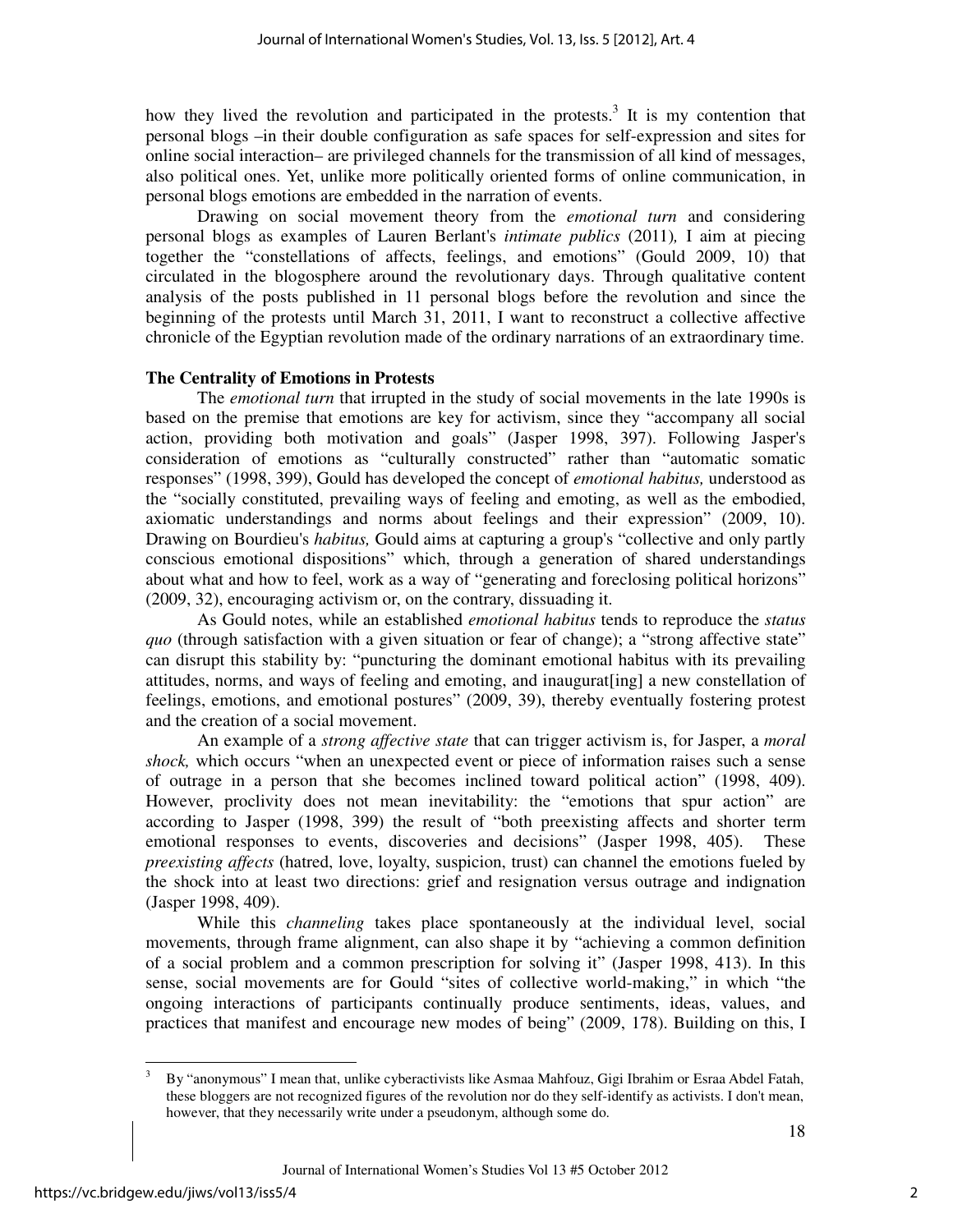how they lived the revolution and participated in the protests.[3] It is my contention that personal blogs –in their double configuration as safe spaces for self-expression and sites for online social interaction– are privileged channels for the transmission of all kind of messages, also political ones. Yet, unlike more politically oriented forms of online communication, in personal blogs emotions are embedded in the narration of events.

Drawing on social movement theory from the *emotional turn* and considering personal blogs as examples of Lauren Berlant's *intimate publics* (2011)*,* I aim at piecing together the "constellations of affects, feelings, and emotions" (Gould 2009, 10) that circulated in the blogosphere around the revolutionary days. Through qualitative content analysis of the posts published in 11 personal blogs before the revolution and since the beginning of the protests until March 31, 2011, I want to reconstruct a collective affective chronicle of the Egyptian revolution made of the ordinary narrations of an extraordinary time.

**The Centrality of Emotions in Protests**

The *emotional turn* that irrupted in the study of social movements in the late 1990s is based on the premise that emotions are key for activism, since they "accompany all social action, providing both motivation and goals" (Jasper 1998, 397). Following Jasper's consideration of emotions as "culturally constructed" rather than "automatic somatic responses" (1998, 399), Gould has developed the concept of *emotional habitus,* understood as the "socially constituted, prevailing ways of feeling and emoting, as well as the embodied, axiomatic understandings and norms about feelings and their expression" (2009, 10). Drawing on Bourdieu's *habitus,* Gould aims at capturing a group's "collective and only partly conscious emotional dispositions" which, through a generation of shared understandings about what and how to feel, work as a way of "generating and foreclosing political horizons" (2009, 32), encouraging activism or, on the contrary, dissuading it.

As Gould notes, while an established *emotional habitus* tends to reproduce the *status quo* (through satisfaction with a given situation or fear of change); a "strong affective state" can disrupt this stability by: "puncturing the dominant emotional habitus with its prevailing attitudes, norms, and ways of feeling and emoting, and inaugurat[ing] a new constellation of feelings, emotions, and emotional postures" (2009, 39), thereby eventually fostering protest and the creation of a social movement.

An example of a *strong affective state* that can trigger activism is, for Jasper, a *moral shock,* which occurs "when an unexpected event or piece of information raises such a sense of outrage in a person that she becomes inclined toward political action" (1998, 409). However, proclivity does not mean inevitability: the "emotions that spur action" are according to Jasper (1998, 399) the result of "both preexisting affects and shorter term emotional responses to events, discoveries and decisions" (Jasper 1998, 405). These *preexisting affects* (hatred, love, loyalty, suspicion, trust) can channel the emotions fueled by the shock into at least two directions: grief and resignation versus outrage and indignation (Jasper 1998, 409).

While this *channeling* takes place spontaneously at the individual level, social movements, through frame alignment, can also shape it by "achieving a common definition of a social problem and a common prescription for solving it" (Jasper 1998, 413). In this sense, social movements are for Gould "sites of collective world-making," in which "the ongoing interactions of participants continually produce sentiments, ideas, values, and practices that manifest and encourage new modes of being" (2009, 178). Building on this, I

---

[3] By "anonymous" I mean that, unlike cyberactivists like Asmaa Mahfouz, Gigi Ibrahim or Esraa Abdel Fatah, these bloggers are not recognized figures of the revolution nor do they self-identify as activists. I don't mean, however, that they necessarily write under a pseudonym, although some do.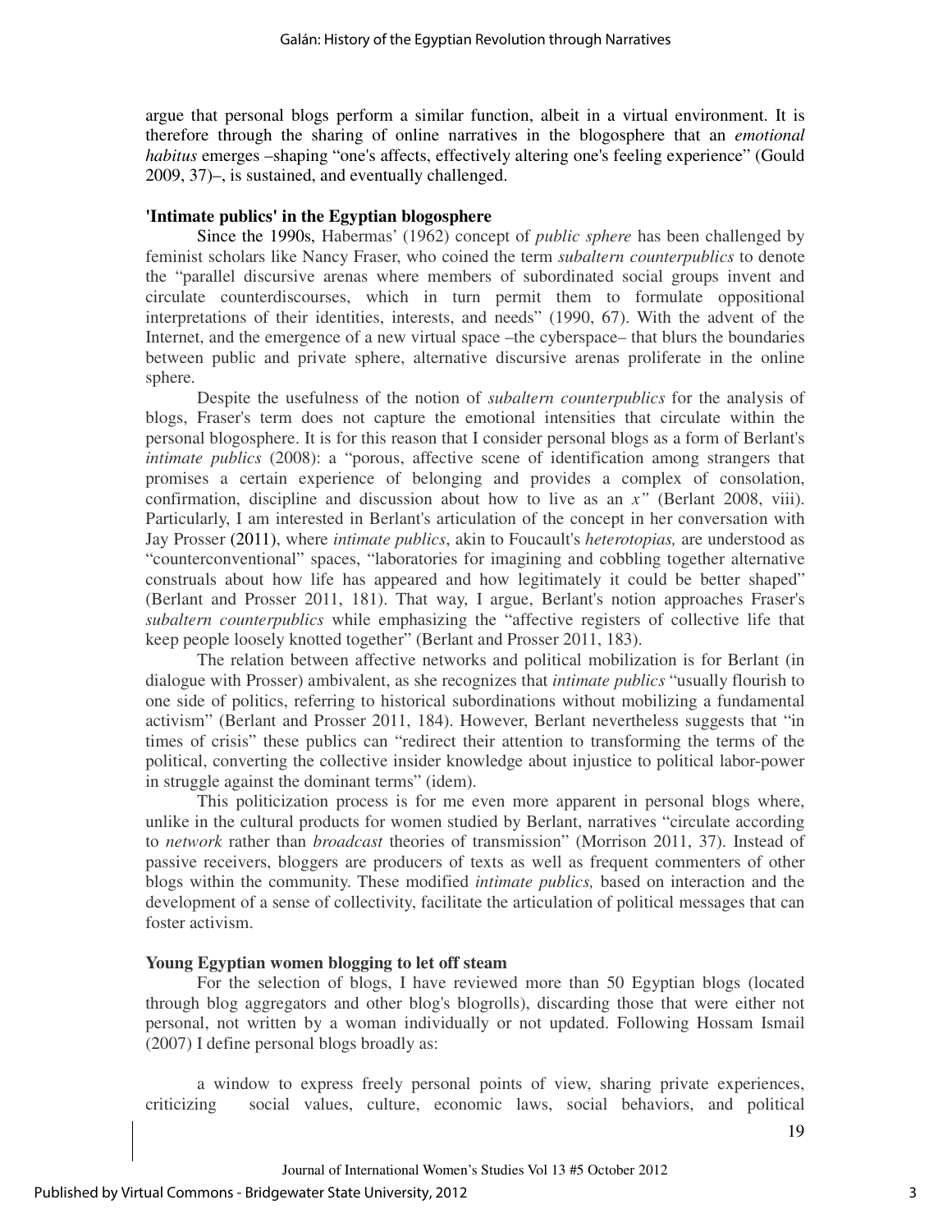argue that personal blogs perform a similar function, albeit in a virtual environment. It is therefore through the sharing of online narratives in the blogosphere that an *emotional habitus* emerges –shaping "one's affects, effectively altering one's feeling experience" (Gould 2009, 37)–, is sustained, and eventually challenged.

### 'Intimate publics' in the Egyptian blogosphere

Since the 1990s, Habermas' (1962) concept of *public sphere* has been challenged by feminist scholars like Nancy Fraser, who coined the term *subaltern counterpublics* to denote the "parallel discursive arenas where members of subordinated social groups invent and circulate counterdiscourses, which in turn permit them to formulate oppositional interpretations of their identities, interests, and needs" (1990, 67). With the advent of the Internet, and the emergence of a new virtual space –the cyberspace– that blurs the boundaries between public and private sphere, alternative discursive arenas proliferate in the online sphere.

Despite the usefulness of the notion of *subaltern counterpublics* for the analysis of blogs, Fraser's term does not capture the emotional intensities that circulate within the personal blogosphere. It is for this reason that I consider personal blogs as a form of Berlant's *intimate publics* (2008): a "porous, affective scene of identification among strangers that promises a certain experience of belonging and provides a complex of consolation, confirmation, discipline and discussion about how to live as an *x"* (Berlant 2008, viii). Particularly, I am interested in Berlant's articulation of the concept in her conversation with Jay Prosser (2011), where *intimate publics*, akin to Foucault's *heterotopias,* are understood as "counterconventional" spaces, "laboratories for imagining and cobbling together alternative construals about how life has appeared and how legitimately it could be better shaped" (Berlant and Prosser 2011, 181). That way, I argue, Berlant's notion approaches Fraser's *subaltern counterpublics* while emphasizing the "affective registers of collective life that keep people loosely knotted together" (Berlant and Prosser 2011, 183).

The relation between affective networks and political mobilization is for Berlant (in dialogue with Prosser) ambivalent, as she recognizes that *intimate publics* "usually flourish to one side of politics, referring to historical subordinations without mobilizing a fundamental activism" (Berlant and Prosser 2011, 184). However, Berlant nevertheless suggests that "in times of crisis" these publics can "redirect their attention to transforming the terms of the political, converting the collective insider knowledge about injustice to political labor-power in struggle against the dominant terms" (idem).

This politicization process is for me even more apparent in personal blogs where, unlike in the cultural products for women studied by Berlant, narratives "circulate according to *network* rather than *broadcast* theories of transmission" (Morrison 2011, 37). Instead of passive receivers, bloggers are producers of texts as well as frequent commenters of other blogs within the community. These modified *intimate publics,* based on interaction and the development of a sense of collectivity, facilitate the articulation of political messages that can foster activism.

### Young Egyptian women blogging to let off steam

For the selection of blogs, I have reviewed more than 50 Egyptian blogs (located through blog aggregators and other blog's blogrolls), discarding those that were either not personal, not written by a woman individually or not updated. Following Hossam Ismail (2007) I define personal blogs broadly as:

> a window to express freely personal points of view, sharing private experiences, criticizing social values, culture, economic laws, social behaviors, and political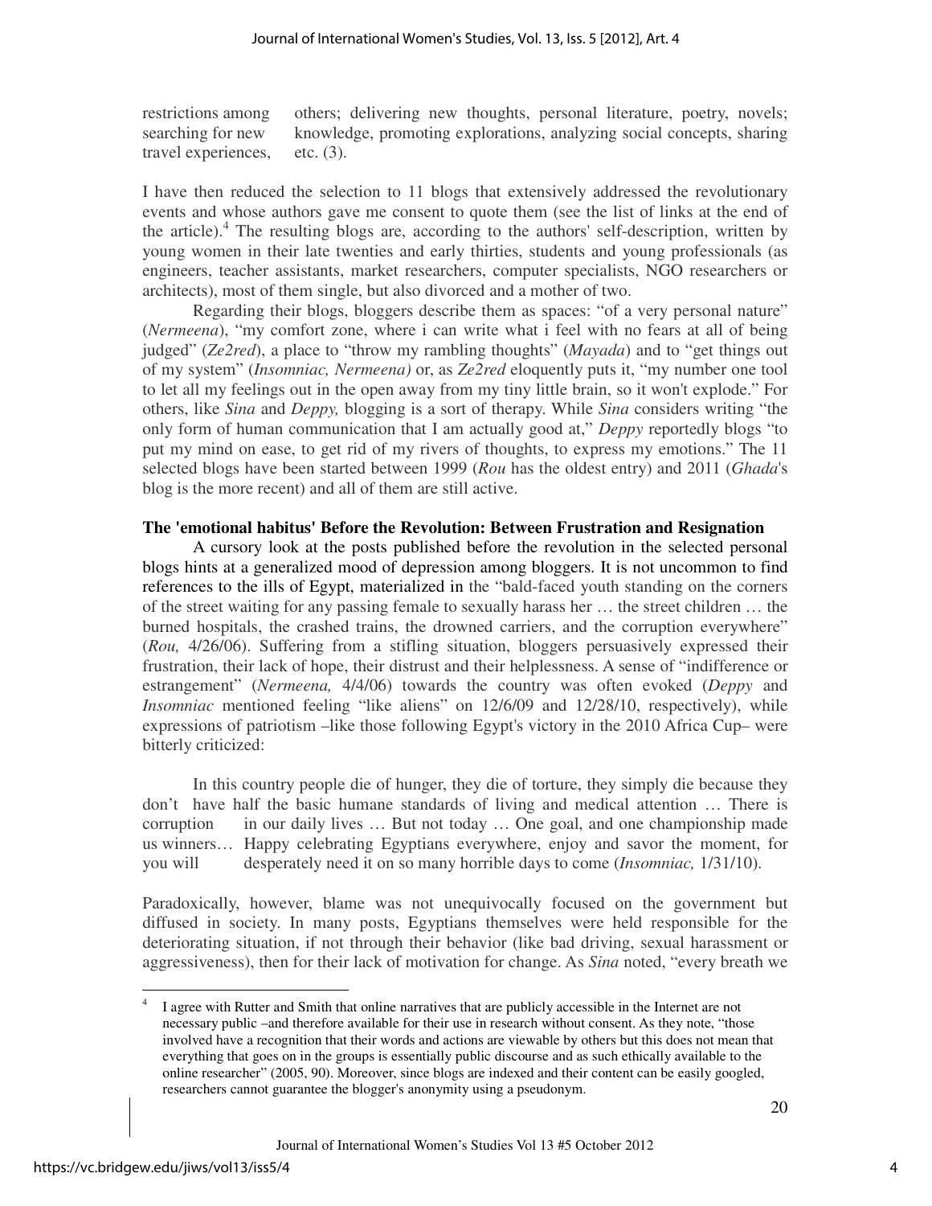restrictions among others; delivering new thoughts, personal literature, poetry, novels; searching for new knowledge, promoting explorations, analyzing social concepts, sharing travel experiences, etc. (3).

I have then reduced the selection to 11 blogs that extensively addressed the revolutionary events and whose authors gave me consent to quote them (see the list of links at the end of the article).[4] The resulting blogs are, according to the authors' self-description, written by young women in their late twenties and early thirties, students and young professionals (as engineers, teacher assistants, market researchers, computer specialists, NGO researchers or architects), most of them single, but also divorced and a mother of two.

Regarding their blogs, bloggers describe them as spaces: "of a very personal nature" (*Nermeena*), "my comfort zone, where i can write what i feel with no fears at all of being judged" (*Ze2red*), a place to "throw my rambling thoughts" (*Mayada*) and to "get things out of my system" (*Insomniac, Nermeena)* or, as *Ze2red* eloquently puts it, "my number one tool to let all my feelings out in the open away from my tiny little brain, so it won't explode." For others, like *Sina* and *Deppy,* blogging is a sort of therapy. While *Sina* considers writing "the only form of human communication that I am actually good at," *Deppy* reportedly blogs "to put my mind on ease, to get rid of my rivers of thoughts, to express my emotions." The 11 selected blogs have been started between 1999 (*Rou* has the oldest entry) and 2011 (*Ghada*'s blog is the more recent) and all of them are still active.

**The 'emotional habitus' Before the Revolution: Between Frustration and Resignation**

A cursory look at the posts published before the revolution in the selected personal blogs hints at a generalized mood of depression among bloggers. It is not uncommon to find references to the ills of Egypt, materialized in the "bald-faced youth standing on the corners of the street waiting for any passing female to sexually harass her … the street children … the burned hospitals, the crashed trains, the drowned carriers, and the corruption everywhere" (*Rou,* 4/26/06). Suffering from a stifling situation, bloggers persuasively expressed their frustration, their lack of hope, their distrust and their helplessness. A sense of "indifference or estrangement" (*Nermeena,* 4/4/06) towards the country was often evoked (*Deppy* and *Insomniac* mentioned feeling "like aliens" on 12/6/09 and 12/28/10, respectively), while expressions of patriotism –like those following Egypt's victory in the 2010 Africa Cup– were bitterly criticized:

> In this country people die of hunger, they die of torture, they simply die because they don't have half the basic humane standards of living and medical attention … There is corruption in our daily lives … But not today … One goal, and one championship made us winners… Happy celebrating Egyptians everywhere, enjoy and savor the moment, for you will desperately need it on so many horrible days to come (*Insomniac,* 1/31/10).

Paradoxically, however, blame was not unequivocally focused on the government but diffused in society. In many posts, Egyptians themselves were held responsible for the deteriorating situation, if not through their behavior (like bad driving, sexual harassment or aggressiveness), then for their lack of motivation for change. As *Sina* noted, "every breath we

---

[4] I agree with Rutter and Smith that online narratives that are publicly accessible in the Internet are not necessary public –and therefore available for their use in research without consent. As they note, "those involved have a recognition that their words and actions are viewable by others but this does not mean that everything that goes on in the groups is essentially public discourse and as such ethically available to the online researcher" (2005, 90). Moreover, since blogs are indexed and their content can be easily googled, researchers cannot guarantee the blogger's anonymity using a pseudonym.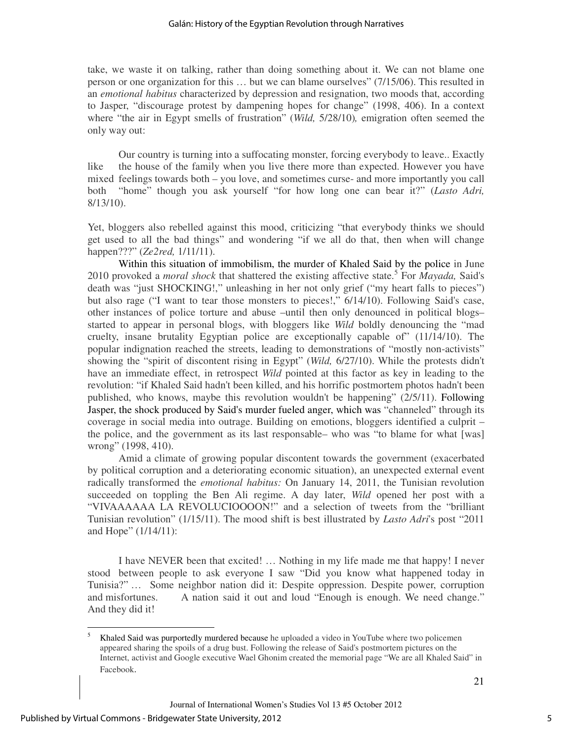take, we waste it on talking, rather than doing something about it. We can not blame one person or one organization for this … but we can blame ourselves" (7/15/06). This resulted in an *emotional habitus* characterized by depression and resignation, two moods that, according to Jasper, "discourage protest by dampening hopes for change" (1998, 406). In a context where "the air in Egypt smells of frustration" (*Wild,* 5/28/10)*,* emigration often seemed the only way out:

> Our country is turning into a suffocating monster, forcing everybody to leave.. Exactly like the house of the family when you live there more than expected. However you have mixed feelings towards both – you love, and sometimes curse- and more importantly you call both "home" though you ask yourself "for how long one can bear it?" (*Lasto Adri,* 8/13/10).

Yet, bloggers also rebelled against this mood, criticizing "that everybody thinks we should get used to all the bad things" and wondering "if we all do that, then when will change happen???" (*Ze2red,* 1/11/11).

Within this situation of immobilism, the murder of Khaled Said by the police in June 2010 provoked a *moral shock* that shattered the existing affective state.[5] For *Mayada,* Said's death was "just SHOCKING!," unleashing in her not only grief ("my heart falls to pieces") but also rage ("I want to tear those monsters to pieces!," 6/14/10). Following Said's case, other instances of police torture and abuse –until then only denounced in political blogs– started to appear in personal blogs, with bloggers like *Wild* boldly denouncing the "mad cruelty, insane brutality Egyptian police are exceptionally capable of" (11/14/10). The popular indignation reached the streets, leading to demonstrations of "mostly non-activists" showing the "spirit of discontent rising in Egypt" (*Wild,* 6/27/10). While the protests didn't have an immediate effect, in retrospect *Wild* pointed at this factor as key in leading to the revolution: "if Khaled Said hadn't been killed, and his horrific postmortem photos hadn't been published, who knows, maybe this revolution wouldn't be happening" (2/5/11). Following Jasper, the shock produced by Said's murder fueled anger, which was "channeled" through its coverage in social media into outrage. Building on emotions, bloggers identified a culprit – the police, and the government as its last responsable– who was "to blame for what [was] wrong" (1998, 410).

Amid a climate of growing popular discontent towards the government (exacerbated by political corruption and a deteriorating economic situation), an unexpected external event radically transformed the *emotional habitus:* On January 14, 2011, the Tunisian revolution succeeded on toppling the Ben Ali regime. A day later, *Wild* opened her post with a "VIVAAAAAA LA REVOLUCIOOOON!" and a selection of tweets from the "brilliant Tunisian revolution" (1/15/11). The mood shift is best illustrated by *Lasto Adri*'s post "2011 and Hope" (1/14/11):

> I have NEVER been that excited! … Nothing in my life made me that happy! I never stood between people to ask everyone I saw "Did you know what happened today in Tunisia?" … Some neighbor nation did it: Despite oppression. Despite power, corruption and misfortunes. A nation said it out and loud "Enough is enough. We need change." And they did it!

---

[5] Khaled Said was purportedly murdered because he uploaded a video in YouTube where two policemen appeared sharing the spoils of a drug bust. Following the release of Said's postmortem pictures on the Internet, activist and Google executive Wael Ghonim created the memorial page "We are all Khaled Said" in Facebook.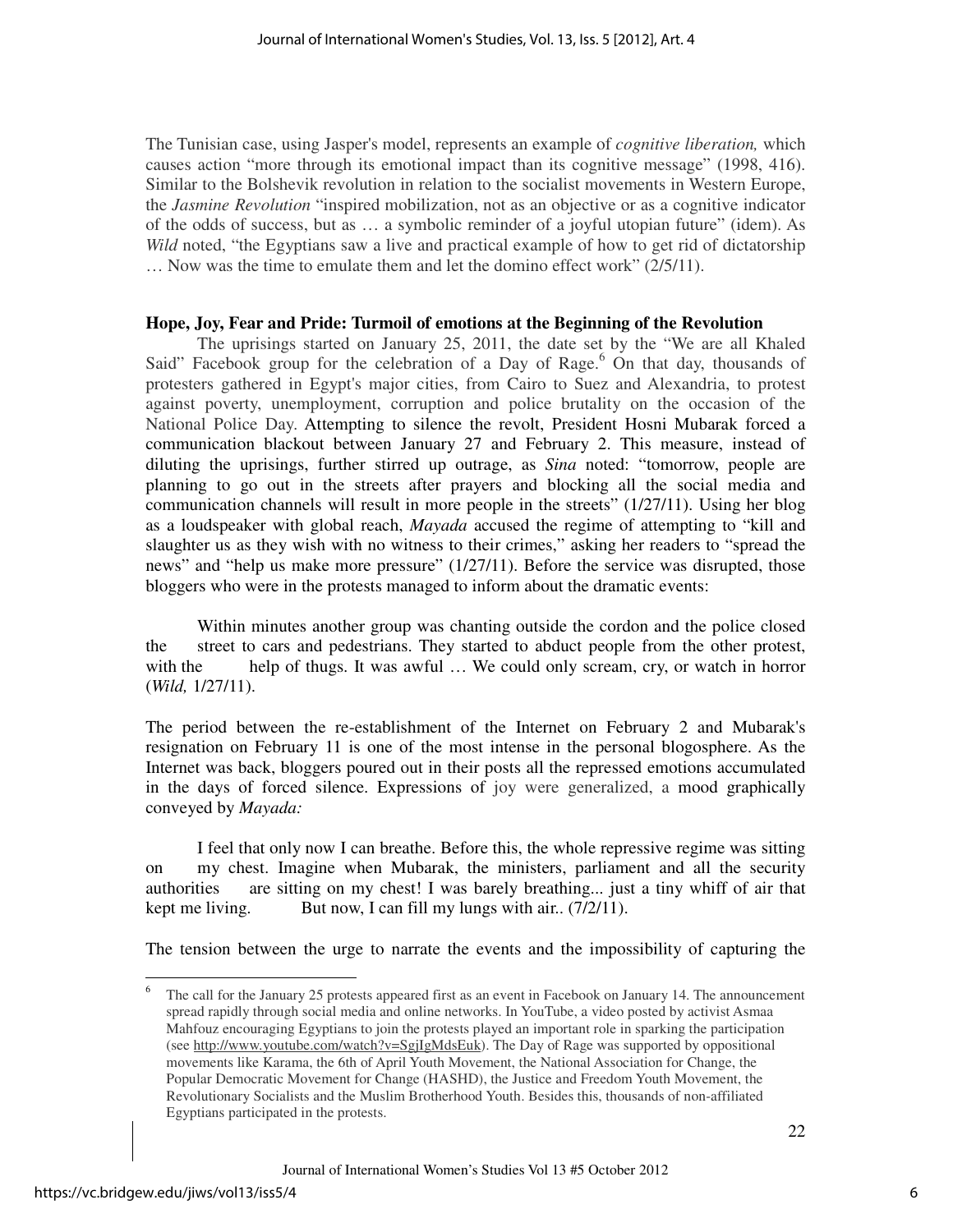The Tunisian case, using Jasper's model, represents an example of *cognitive liberation,* which causes action "more through its emotional impact than its cognitive message" (1998, 416). Similar to the Bolshevik revolution in relation to the socialist movements in Western Europe, the *Jasmine Revolution* "inspired mobilization, not as an objective or as a cognitive indicator of the odds of success, but as … a symbolic reminder of a joyful utopian future" (idem). As *Wild* noted, "the Egyptians saw a live and practical example of how to get rid of dictatorship … Now was the time to emulate them and let the domino effect work" (2/5/11).

**Hope, Joy, Fear and Pride: Turmoil of emotions at the Beginning of the Revolution**

The uprisings started on January 25, 2011, the date set by the "We are all Khaled Said" Facebook group for the celebration of a Day of Rage.[6] On that day, thousands of protesters gathered in Egypt's major cities, from Cairo to Suez and Alexandria, to protest against poverty, unemployment, corruption and police brutality on the occasion of the National Police Day. Attempting to silence the revolt, President Hosni Mubarak forced a communication blackout between January 27 and February 2. This measure, instead of diluting the uprisings, further stirred up outrage, as *Sina* noted: "tomorrow, people are planning to go out in the streets after prayers and blocking all the social media and communication channels will result in more people in the streets" (1/27/11). Using her blog as a loudspeaker with global reach, *Mayada* accused the regime of attempting to "kill and slaughter us as they wish with no witness to their crimes," asking her readers to "spread the news" and "help us make more pressure" (1/27/11). Before the service was disrupted, those bloggers who were in the protests managed to inform about the dramatic events:

> Within minutes another group was chanting outside the cordon and the police closed the street to cars and pedestrians. They started to abduct people from the other protest, with the help of thugs. It was awful … We could only scream, cry, or watch in horror (*Wild,* 1/27/11).

The period between the re-establishment of the Internet on February 2 and Mubarak's resignation on February 11 is one of the most intense in the personal blogosphere. As the Internet was back, bloggers poured out in their posts all the repressed emotions accumulated in the days of forced silence. Expressions of joy were generalized, a mood graphically conveyed by *Mayada:*

> I feel that only now I can breathe. Before this, the whole repressive regime was sitting on my chest. Imagine when Mubarak, the ministers, parliament and all the security authorities are sitting on my chest! I was barely breathing... just a tiny whiff of air that kept me living. But now, I can fill my lungs with air.. (7/2/11).

The tension between the urge to narrate the events and the impossibility of capturing the

---

[6] The call for the January 25 protests appeared first as an event in Facebook on January 14. The announcement spread rapidly through social media and online networks. In YouTube, a video posted by activist Asmaa Mahfouz encouraging Egyptians to join the protests played an important role in sparking the participation (see http://www.youtube.com/watch?v=SgjIgMdsEuk). The Day of Rage was supported by oppositional movements like Karama, the 6th of April Youth Movement, the National Association for Change, the Popular Democratic Movement for Change (HASHD), the Justice and Freedom Youth Movement, the Revolutionary Socialists and the Muslim Brotherhood Youth. Besides this, thousands of non-affiliated Egyptians participated in the protests.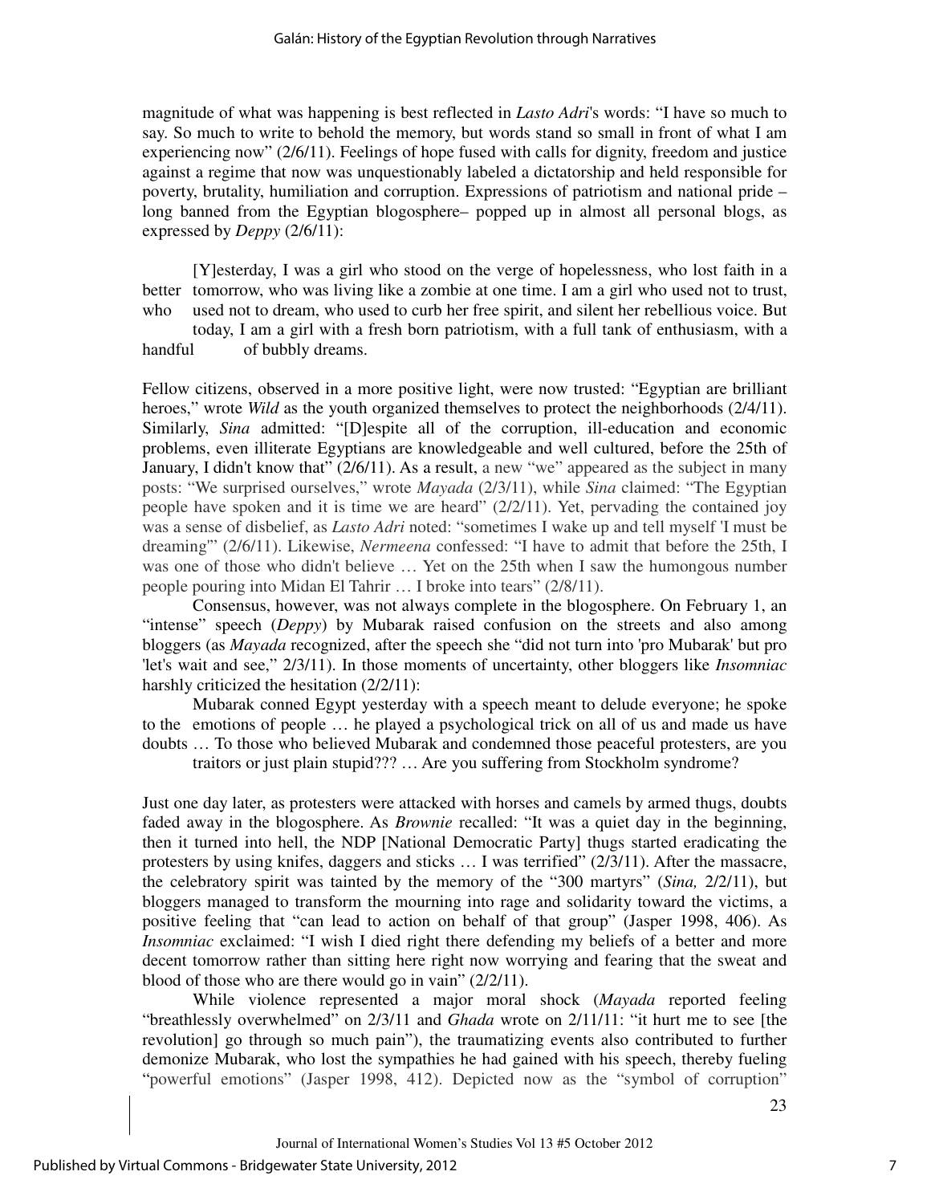magnitude of what was happening is best reflected in *Lasto Adri*'s words: "I have so much to say. So much to write to behold the memory, but words stand so small in front of what I am experiencing now" (2/6/11). Feelings of hope fused with calls for dignity, freedom and justice against a regime that now was unquestionably labeled a dictatorship and held responsible for poverty, brutality, humiliation and corruption. Expressions of patriotism and national pride – long banned from the Egyptian blogosphere– popped up in almost all personal blogs, as expressed by *Deppy* (2/6/11):

> [Y]esterday, I was a girl who stood on the verge of hopelessness, who lost faith in a better tomorrow, who was living like a zombie at one time. I am a girl who used not to trust, who used not to dream, who used to curb her free spirit, and silent her rebellious voice. But today, I am a girl with a fresh born patriotism, with a full tank of enthusiasm, with a handful of bubbly dreams.

Fellow citizens, observed in a more positive light, were now trusted: "Egyptian are brilliant heroes," wrote *Wild* as the youth organized themselves to protect the neighborhoods (2/4/11). Similarly, *Sina* admitted: "[D]espite all of the corruption, ill-education and economic problems, even illiterate Egyptians are knowledgeable and well cultured, before the 25th of January, I didn't know that" (2/6/11). As a result, a new "we" appeared as the subject in many posts: "We surprised ourselves," wrote *Mayada* (2/3/11), while *Sina* claimed: "The Egyptian people have spoken and it is time we are heard" (2/2/11). Yet, pervading the contained joy was a sense of disbelief, as *Lasto Adri* noted: "sometimes I wake up and tell myself 'I must be dreaming'" (2/6/11). Likewise, *Nermeena* confessed: "I have to admit that before the 25th, I was one of those who didn't believe … Yet on the 25th when I saw the humongous number people pouring into Midan El Tahrir … I broke into tears" (2/8/11).

Consensus, however, was not always complete in the blogosphere. On February 1, an "intense" speech (*Deppy*) by Mubarak raised confusion on the streets and also among bloggers (as *Mayada* recognized, after the speech she "did not turn into 'pro Mubarak' but pro 'let's wait and see," 2/3/11). In those moments of uncertainty, other bloggers like *Insomniac* harshly criticized the hesitation (2/2/11):

> Mubarak conned Egypt yesterday with a speech meant to delude everyone; he spoke to the emotions of people … he played a psychological trick on all of us and made us have doubts … To those who believed Mubarak and condemned those peaceful protesters, are you traitors or just plain stupid??? … Are you suffering from Stockholm syndrome?

Just one day later, as protesters were attacked with horses and camels by armed thugs, doubts faded away in the blogosphere. As *Brownie* recalled: "It was a quiet day in the beginning, then it turned into hell, the NDP [National Democratic Party] thugs started eradicating the protesters by using knifes, daggers and sticks … I was terrified" (2/3/11). After the massacre, the celebratory spirit was tainted by the memory of the "300 martyrs" (*Sina,* 2/2/11), but bloggers managed to transform the mourning into rage and solidarity toward the victims, a positive feeling that "can lead to action on behalf of that group" (Jasper 1998, 406). As *Insomniac* exclaimed: "I wish I died right there defending my beliefs of a better and more decent tomorrow rather than sitting here right now worrying and fearing that the sweat and blood of those who are there would go in vain" (2/2/11).

While violence represented a major moral shock (*Mayada* reported feeling "breathlessly overwhelmed" on 2/3/11 and *Ghada* wrote on 2/11/11: "it hurt me to see [the revolution] go through so much pain"), the traumatizing events also contributed to further demonize Mubarak, who lost the sympathies he had gained with his speech, thereby fueling "powerful emotions" (Jasper 1998, 412). Depicted now as the "symbol of corruption"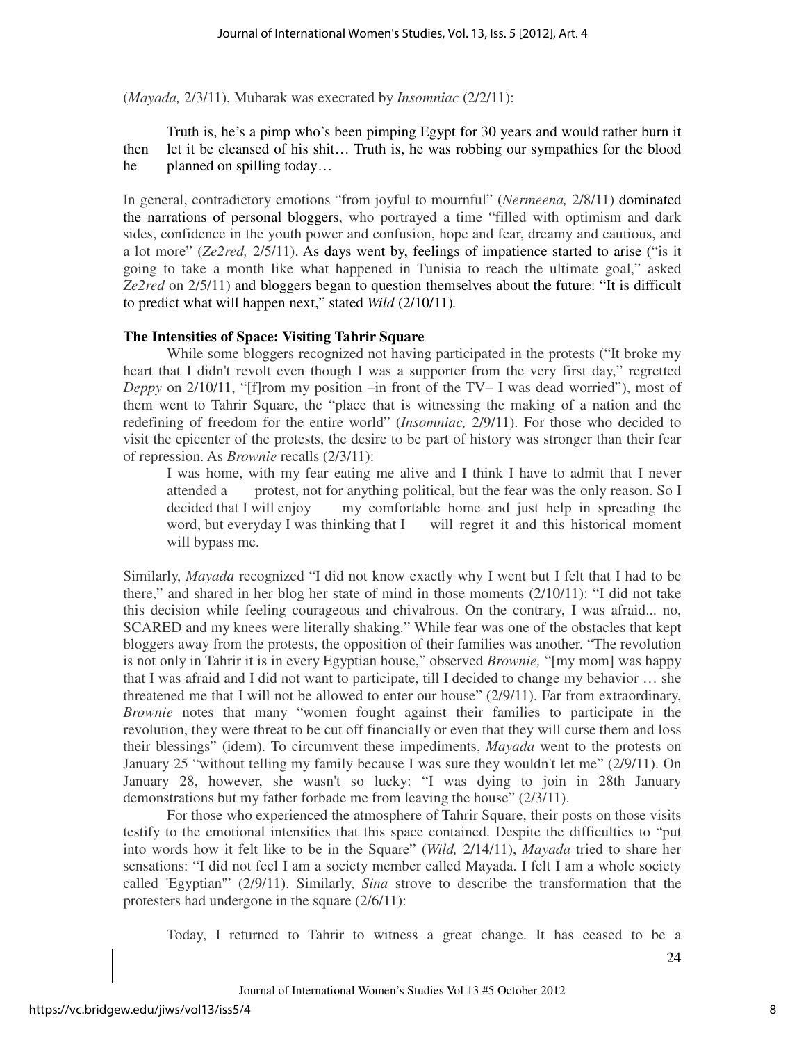(*Mayada,* 2/3/11), Mubarak was execrated by *Insomniac* (2/2/11):

> Truth is, he's a pimp who's been pimping Egypt for 30 years and would rather burn it then let it be cleansed of his shit… Truth is, he was robbing our sympathies for the blood he planned on spilling today…

In general, contradictory emotions "from joyful to mournful" (*Nermeena,* 2/8/11) dominated the narrations of personal bloggers, who portrayed a time "filled with optimism and dark sides, confidence in the youth power and confusion, hope and fear, dreamy and cautious, and a lot more" (*Ze2red,* 2/5/11). As days went by, feelings of impatience started to arise ("is it going to take a month like what happened in Tunisia to reach the ultimate goal," asked *Ze2red* on 2/5/11) and bloggers began to question themselves about the future: "It is difficult to predict what will happen next," stated *Wild* (2/10/11).

**The Intensities of Space: Visiting Tahrir Square**

While some bloggers recognized not having participated in the protests ("It broke my heart that I didn't revolt even though I was a supporter from the very first day," regretted *Deppy* on 2/10/11, "[f]rom my position –in front of the TV– I was dead worried"), most of them went to Tahrir Square, the "place that is witnessing the making of a nation and the redefining of freedom for the entire world" (*Insomniac,* 2/9/11). For those who decided to visit the epicenter of the protests, the desire to be part of history was stronger than their fear of repression. As *Brownie* recalls (2/3/11):

> I was home, with my fear eating me alive and I think I have to admit that I never attended a protest, not for anything political, but the fear was the only reason. So I decided that I will enjoy my comfortable home and just help in spreading the word, but everyday I was thinking that I will regret it and this historical moment will bypass me.

Similarly, *Mayada* recognized "I did not know exactly why I went but I felt that I had to be there," and shared in her blog her state of mind in those moments (2/10/11): "I did not take this decision while feeling courageous and chivalrous. On the contrary, I was afraid... no, SCARED and my knees were literally shaking." While fear was one of the obstacles that kept bloggers away from the protests, the opposition of their families was another. "The revolution is not only in Tahrir it is in every Egyptian house," observed *Brownie,* "[my mom] was happy that I was afraid and I did not want to participate, till I decided to change my behavior … she threatened me that I will not be allowed to enter our house" (2/9/11). Far from extraordinary, *Brownie* notes that many "women fought against their families to participate in the revolution, they were threat to be cut off financially or even that they will curse them and loss their blessings" (idem). To circumvent these impediments, *Mayada* went to the protests on January 25 "without telling my family because I was sure they wouldn't let me" (2/9/11). On January 28, however, she wasn't so lucky: "I was dying to join in 28th January demonstrations but my father forbade me from leaving the house" (2/3/11).

For those who experienced the atmosphere of Tahrir Square, their posts on those visits testify to the emotional intensities that this space contained. Despite the difficulties to "put into words how it felt like to be in the Square" (*Wild,* 2/14/11), *Mayada* tried to share her sensations: "I did not feel I am a society member called Mayada. I felt I am a whole society called 'Egyptian'" (2/9/11). Similarly, *Sina* strove to describe the transformation that the protesters had undergone in the square (2/6/11):

> Today, I returned to Tahrir to witness a great change. It has ceased to be a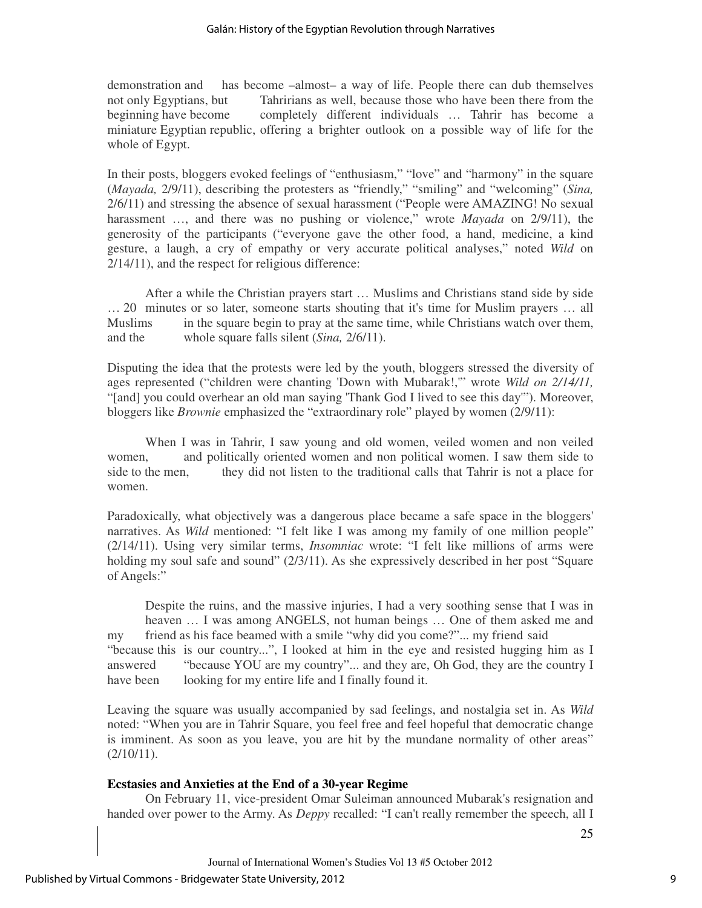demonstration and has become –almost– a way of life. People there can dub themselves not only Egyptians, but Tahririans as well, because those who have been there from the beginning have become completely different individuals … Tahrir has become a miniature Egyptian republic, offering a brighter outlook on a possible way of life for the whole of Egypt.

In their posts, bloggers evoked feelings of "enthusiasm," "love" and "harmony" in the square (*Mayada,* 2/9/11), describing the protesters as "friendly," "smiling" and "welcoming" (*Sina,* 2/6/11) and stressing the absence of sexual harassment ("People were AMAZING! No sexual harassment …, and there was no pushing or violence," wrote *Mayada* on 2/9/11), the generosity of the participants ("everyone gave the other food, a hand, medicine, a kind gesture, a laugh, a cry of empathy or very accurate political analyses," noted *Wild* on 2/14/11), and the respect for religious difference:

> After a while the Christian prayers start … Muslims and Christians stand side by side … 20 minutes or so later, someone starts shouting that it's time for Muslim prayers … all Muslims in the square begin to pray at the same time, while Christians watch over them, and the whole square falls silent (*Sina,* 2/6/11).

Disputing the idea that the protests were led by the youth, bloggers stressed the diversity of ages represented ("children were chanting 'Down with Mubarak!,'" wrote *Wild on 2/14/11,* "[and] you could overhear an old man saying 'Thank God I lived to see this day'"). Moreover, bloggers like *Brownie* emphasized the "extraordinary role" played by women (2/9/11):

> When I was in Tahrir, I saw young and old women, veiled women and non veiled women, and politically oriented women and non political women. I saw them side to side to the men, they did not listen to the traditional calls that Tahrir is not a place for women.

Paradoxically, what objectively was a dangerous place became a safe space in the bloggers' narratives. As *Wild* mentioned: "I felt like I was among my family of one million people" (2/14/11). Using very similar terms, *Insomniac* wrote: "I felt like millions of arms were holding my soul safe and sound" (2/3/11). As she expressively described in her post "Square of Angels:"

> Despite the ruins, and the massive injuries, I had a very soothing sense that I was in heaven … I was among ANGELS, not human beings … One of them asked me and my friend as his face beamed with a smile "why did you come?"... my friend said "because this is our country...", I looked at him in the eye and resisted hugging him as I answered "because YOU are my country"... and they are, Oh God, they are the country I have been looking for my entire life and I finally found it.

Leaving the square was usually accompanied by sad feelings, and nostalgia set in. As *Wild* noted: "When you are in Tahrir Square, you feel free and feel hopeful that democratic change is imminent. As soon as you leave, you are hit by the mundane normality of other areas" (2/10/11).

**Ecstasies and Anxieties at the End of a 30-year Regime**

On February 11, vice-president Omar Suleiman announced Mubarak's resignation and handed over power to the Army. As *Deppy* recalled: "I can't really remember the speech, all I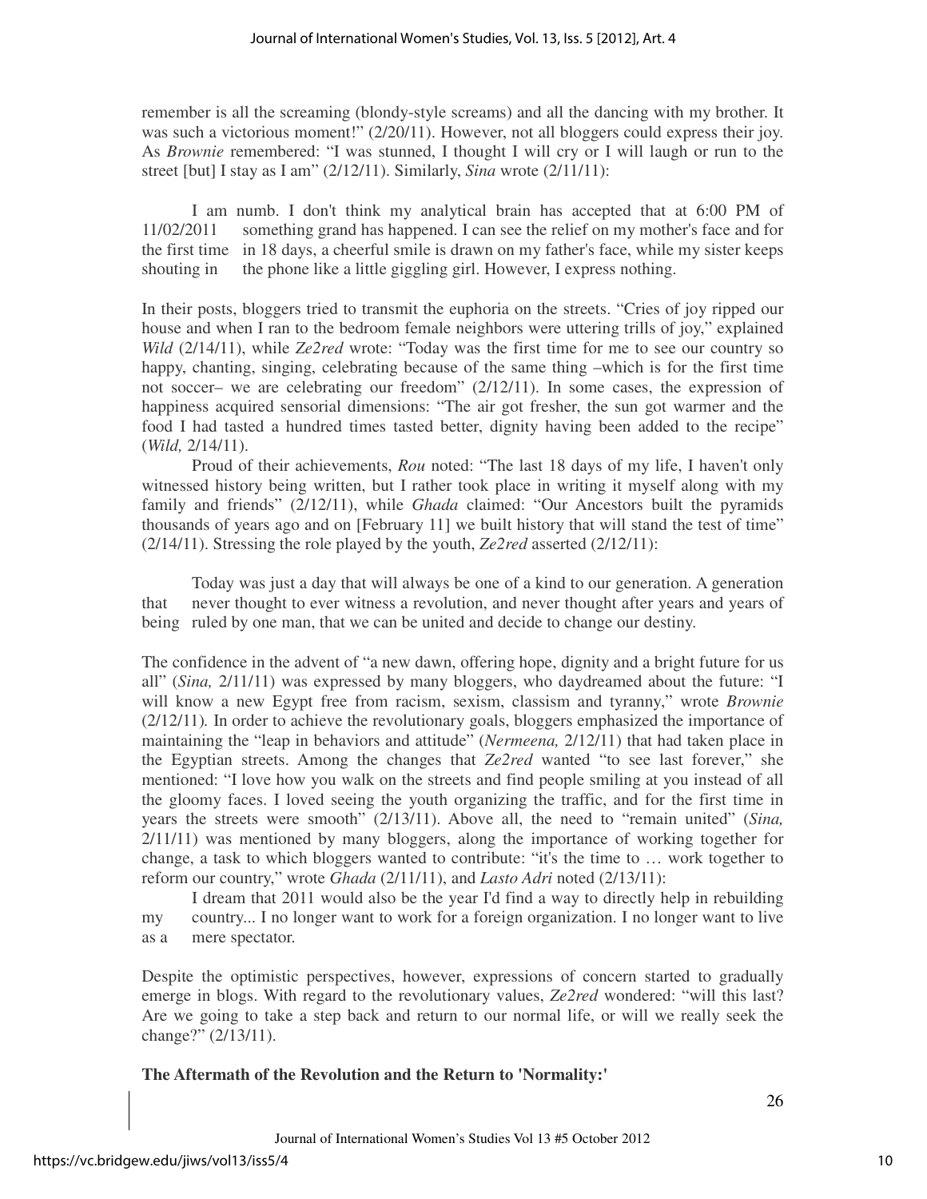remember is all the screaming (blondy-style screams) and all the dancing with my brother. It was such a victorious moment!" (2/20/11). However, not all bloggers could express their joy. As *Brownie* remembered: "I was stunned, I thought I will cry or I will laugh or run to the street [but] I stay as I am" (2/12/11). Similarly, *Sina* wrote (2/11/11):

> I am numb. I don't think my analytical brain has accepted that at 6:00 PM of 11/02/2011 something grand has happened. I can see the relief on my mother's face and for the first time in 18 days, a cheerful smile is drawn on my father's face, while my sister keeps shouting in the phone like a little giggling girl. However, I express nothing.

In their posts, bloggers tried to transmit the euphoria on the streets. "Cries of joy ripped our house and when I ran to the bedroom female neighbors were uttering trills of joy," explained *Wild* (2/14/11), while *Ze2red* wrote: "Today was the first time for me to see our country so happy, chanting, singing, celebrating because of the same thing –which is for the first time not soccer– we are celebrating our freedom" (2/12/11). In some cases, the expression of happiness acquired sensorial dimensions: "The air got fresher, the sun got warmer and the food I had tasted a hundred times tasted better, dignity having been added to the recipe" (*Wild,* 2/14/11).

Proud of their achievements, *Rou* noted: "The last 18 days of my life, I haven't only witnessed history being written, but I rather took place in writing it myself along with my family and friends" (2/12/11), while *Ghada* claimed: "Our Ancestors built the pyramids thousands of years ago and on [February 11] we built history that will stand the test of time" (2/14/11). Stressing the role played by the youth, *Ze2red* asserted (2/12/11):

> Today was just a day that will always be one of a kind to our generation. A generation that never thought to ever witness a revolution, and never thought after years and years of being ruled by one man, that we can be united and decide to change our destiny.

The confidence in the advent of "a new dawn, offering hope, dignity and a bright future for us all" (*Sina,* 2/11/11) was expressed by many bloggers, who daydreamed about the future: "I will know a new Egypt free from racism, sexism, classism and tyranny," wrote *Brownie* (2/12/11). In order to achieve the revolutionary goals, bloggers emphasized the importance of maintaining the "leap in behaviors and attitude" (*Nermeena,* 2/12/11) that had taken place in the Egyptian streets. Among the changes that *Ze2red* wanted "to see last forever," she mentioned: "I love how you walk on the streets and find people smiling at you instead of all the gloomy faces. I loved seeing the youth organizing the traffic, and for the first time in years the streets were smooth" (2/13/11). Above all, the need to "remain united" (*Sina,* 2/11/11) was mentioned by many bloggers, along the importance of working together for change, a task to which bloggers wanted to contribute: "it's the time to … work together to reform our country," wrote *Ghada* (2/11/11), and *Lasto Adri* noted (2/13/11):

> I dream that 2011 would also be the year I'd find a way to directly help in rebuilding my country... I no longer want to work for a foreign organization. I no longer want to live as a mere spectator.

Despite the optimistic perspectives, however, expressions of concern started to gradually emerge in blogs. With regard to the revolutionary values, *Ze2red* wondered: "will this last? Are we going to take a step back and return to our normal life, or will we really seek the change?" (2/13/11).

**The Aftermath of the Revolution and the Return to 'Normality:'**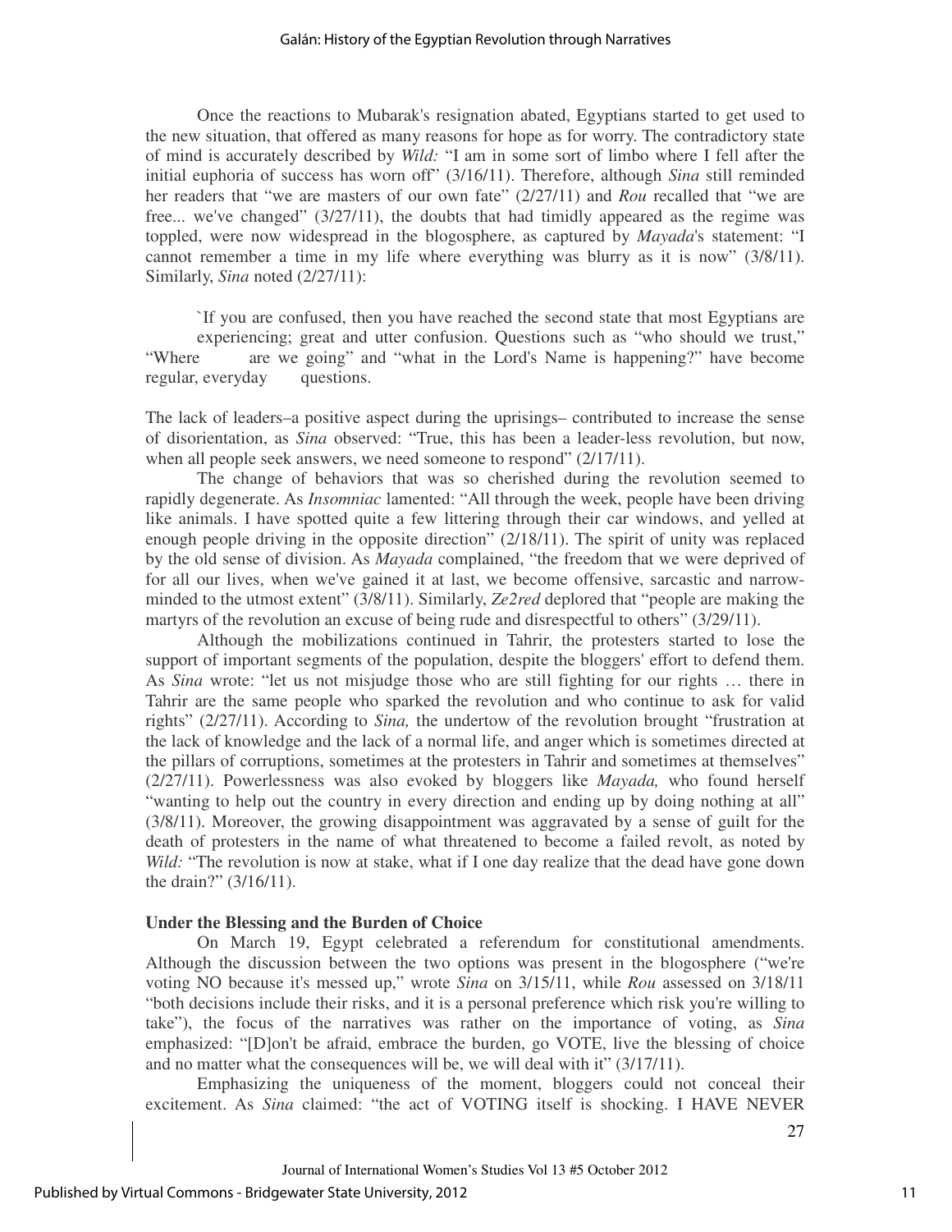Once the reactions to Mubarak's resignation abated, Egyptians started to get used to the new situation, that offered as many reasons for hope as for worry. The contradictory state of mind is accurately described by *Wild:* "I am in some sort of limbo where I fell after the initial euphoria of success has worn off" (3/16/11). Therefore, although *Sina* still reminded her readers that "we are masters of our own fate" (2/27/11) and *Rou* recalled that "we are free... we've changed" (3/27/11), the doubts that had timidly appeared as the regime was toppled, were now widespread in the blogosphere, as captured by *Mayada*'s statement: "I cannot remember a time in my life where everything was blurry as it is now" (3/8/11). Similarly, *Sina* noted (2/27/11):

> `If you are confused, then you have reached the second state that most Egyptians are experiencing; great and utter confusion. Questions such as "who should we trust," "Where are we going" and "what in the Lord's Name is happening?" have become regular, everyday questions.

The lack of leaders–a positive aspect during the uprisings– contributed to increase the sense of disorientation, as *Sina* observed: "True, this has been a leader-less revolution, but now, when all people seek answers, we need someone to respond" (2/17/11).

The change of behaviors that was so cherished during the revolution seemed to rapidly degenerate. As *Insomniac* lamented: "All through the week, people have been driving like animals. I have spotted quite a few littering through their car windows, and yelled at enough people driving in the opposite direction" (2/18/11). The spirit of unity was replaced by the old sense of division. As *Mayada* complained, "the freedom that we were deprived of for all our lives, when we've gained it at last, we become offensive, sarcastic and narrow-minded to the utmost extent" (3/8/11). Similarly, *Ze2red* deplored that "people are making the martyrs of the revolution an excuse of being rude and disrespectful to others" (3/29/11).

Although the mobilizations continued in Tahrir, the protesters started to lose the support of important segments of the population, despite the bloggers' effort to defend them. As *Sina* wrote: "let us not misjudge those who are still fighting for our rights … there in Tahrir are the same people who sparked the revolution and who continue to ask for valid rights" (2/27/11). According to *Sina,* the undertow of the revolution brought "frustration at the lack of knowledge and the lack of a normal life, and anger which is sometimes directed at the pillars of corruptions, sometimes at the protesters in Tahrir and sometimes at themselves" (2/27/11). Powerlessness was also evoked by bloggers like *Mayada,* who found herself "wanting to help out the country in every direction and ending up by doing nothing at all" (3/8/11). Moreover, the growing disappointment was aggravated by a sense of guilt for the death of protesters in the name of what threatened to become a failed revolt, as noted by *Wild:* "The revolution is now at stake, what if I one day realize that the dead have gone down the drain?" (3/16/11).

**Under the Blessing and the Burden of Choice**

On March 19, Egypt celebrated a referendum for constitutional amendments. Although the discussion between the two options was present in the blogosphere ("we're voting NO because it's messed up," wrote *Sina* on 3/15/11, while *Rou* assessed on 3/18/11 "both decisions include their risks, and it is a personal preference which risk you're willing to take"), the focus of the narratives was rather on the importance of voting, as *Sina* emphasized: "[D]on't be afraid, embrace the burden, go VOTE, live the blessing of choice and no matter what the consequences will be, we will deal with it" (3/17/11).

Emphasizing the uniqueness of the moment, bloggers could not conceal their excitement. As *Sina* claimed: "the act of VOTING itself is shocking. I HAVE NEVER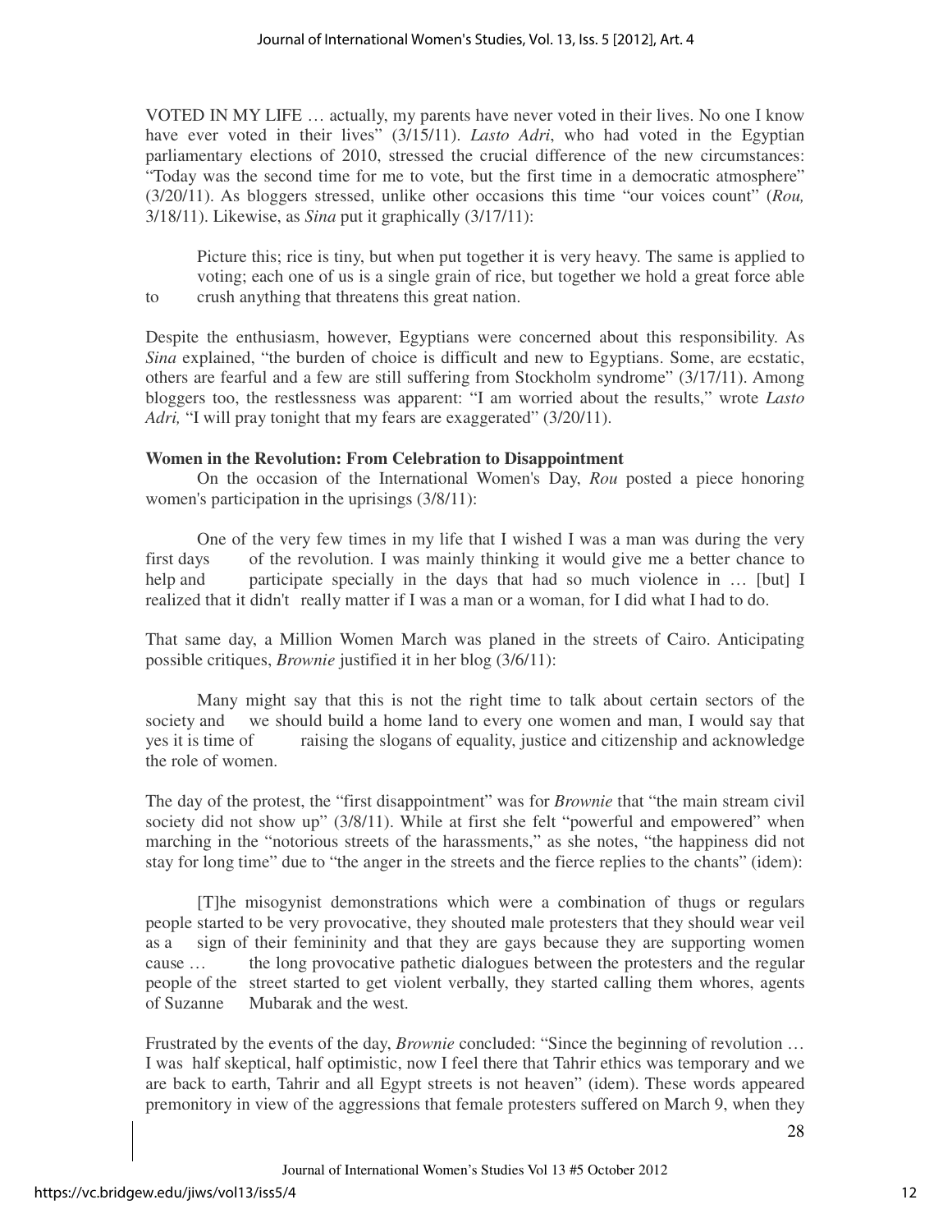VOTED IN MY LIFE … actually, my parents have never voted in their lives. No one I know have ever voted in their lives" (3/15/11). *Lasto Adri*, who had voted in the Egyptian parliamentary elections of 2010, stressed the crucial difference of the new circumstances: "Today was the second time for me to vote, but the first time in a democratic atmosphere" (3/20/11). As bloggers stressed, unlike other occasions this time "our voices count" (*Rou,* 3/18/11). Likewise, as *Sina* put it graphically (3/17/11):

> Picture this; rice is tiny, but when put together it is very heavy. The same is applied to voting; each one of us is a single grain of rice, but together we hold a great force able to crush anything that threatens this great nation.

Despite the enthusiasm, however, Egyptians were concerned about this responsibility. As *Sina* explained, "the burden of choice is difficult and new to Egyptians. Some, are ecstatic, others are fearful and a few are still suffering from Stockholm syndrome" (3/17/11). Among bloggers too, the restlessness was apparent: "I am worried about the results," wrote *Lasto Adri,* "I will pray tonight that my fears are exaggerated" (3/20/11).

**Women in the Revolution: From Celebration to Disappointment**

On the occasion of the International Women's Day, *Rou* posted a piece honoring women's participation in the uprisings (3/8/11):

> One of the very few times in my life that I wished I was a man was during the very first days of the revolution. I was mainly thinking it would give me a better chance to help and participate specially in the days that had so much violence in … [but] I realized that it didn't really matter if I was a man or a woman, for I did what I had to do.

That same day, a Million Women March was planed in the streets of Cairo. Anticipating possible critiques, *Brownie* justified it in her blog (3/6/11):

> Many might say that this is not the right time to talk about certain sectors of the society and we should build a home land to every one women and man, I would say that yes it is time of raising the slogans of equality, justice and citizenship and acknowledge the role of women.

The day of the protest, the "first disappointment" was for *Brownie* that "the main stream civil society did not show up" (3/8/11). While at first she felt "powerful and empowered" when marching in the "notorious streets of the harassments," as she notes, "the happiness did not stay for long time" due to "the anger in the streets and the fierce replies to the chants" (idem):

> [T]he misogynist demonstrations which were a combination of thugs or regulars people started to be very provocative, they shouted male protesters that they should wear veil as a sign of their femininity and that they are gays because they are supporting women cause … the long provocative pathetic dialogues between the protesters and the regular people of the street started to get violent verbally, they started calling them whores, agents of Suzanne Mubarak and the west.

Frustrated by the events of the day, *Brownie* concluded: "Since the beginning of revolution … I was half skeptical, half optimistic, now I feel there that Tahrir ethics was temporary and we are back to earth, Tahrir and all Egypt streets is not heaven" (idem). These words appeared premonitory in view of the aggressions that female protesters suffered on March 9, when they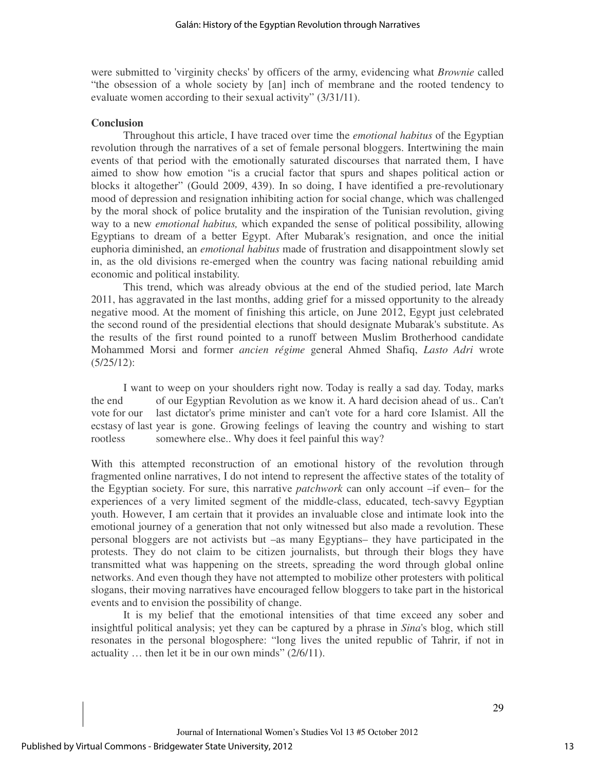were submitted to 'virginity checks' by officers of the army, evidencing what *Brownie* called "the obsession of a whole society by [an] inch of membrane and the rooted tendency to evaluate women according to their sexual activity" (3/31/11).

## Conclusion

Throughout this article, I have traced over time the *emotional habitus* of the Egyptian revolution through the narratives of a set of female personal bloggers. Intertwining the main events of that period with the emotionally saturated discourses that narrated them, I have aimed to show how emotion "is a crucial factor that spurs and shapes political action or blocks it altogether" (Gould 2009, 439). In so doing, I have identified a pre-revolutionary mood of depression and resignation inhibiting action for social change, which was challenged by the moral shock of police brutality and the inspiration of the Tunisian revolution, giving way to a new *emotional habitus,* which expanded the sense of political possibility, allowing Egyptians to dream of a better Egypt. After Mubarak's resignation, and once the initial euphoria diminished, an *emotional habitus* made of frustration and disappointment slowly set in, as the old divisions re-emerged when the country was facing national rebuilding amid economic and political instability.

This trend, which was already obvious at the end of the studied period, late March 2011, has aggravated in the last months, adding grief for a missed opportunity to the already negative mood. At the moment of finishing this article, on June 2012, Egypt just celebrated the second round of the presidential elections that should designate Mubarak's substitute. As the results of the first round pointed to a runoff between Muslim Brotherhood candidate Mohammed Morsi and former *ancien régime* general Ahmed Shafiq, *Lasto Adri* wrote (5/25/12):

> I want to weep on your shoulders right now. Today is really a sad day. Today, marks the end of our Egyptian Revolution as we know it. A hard decision ahead of us.. Can't vote for our last dictator's prime minister and can't vote for a hard core Islamist. All the ecstasy of last year is gone. Growing feelings of leaving the country and wishing to start rootless somewhere else.. Why does it feel painful this way?

With this attempted reconstruction of an emotional history of the revolution through fragmented online narratives, I do not intend to represent the affective states of the totality of the Egyptian society. For sure, this narrative *patchwork* can only account –if even– for the experiences of a very limited segment of the middle-class, educated, tech-savvy Egyptian youth. However, I am certain that it provides an invaluable close and intimate look into the emotional journey of a generation that not only witnessed but also made a revolution. These personal bloggers are not activists but –as many Egyptians– they have participated in the protests. They do not claim to be citizen journalists, but through their blogs they have transmitted what was happening on the streets, spreading the word through global online networks. And even though they have not attempted to mobilize other protesters with political slogans, their moving narratives have encouraged fellow bloggers to take part in the historical events and to envision the possibility of change.

It is my belief that the emotional intensities of that time exceed any sober and insightful political analysis; yet they can be captured by a phrase in *Sina*'s blog, which still resonates in the personal blogosphere: "long lives the united republic of Tahrir, if not in actuality … then let it be in our own minds" (2/6/11).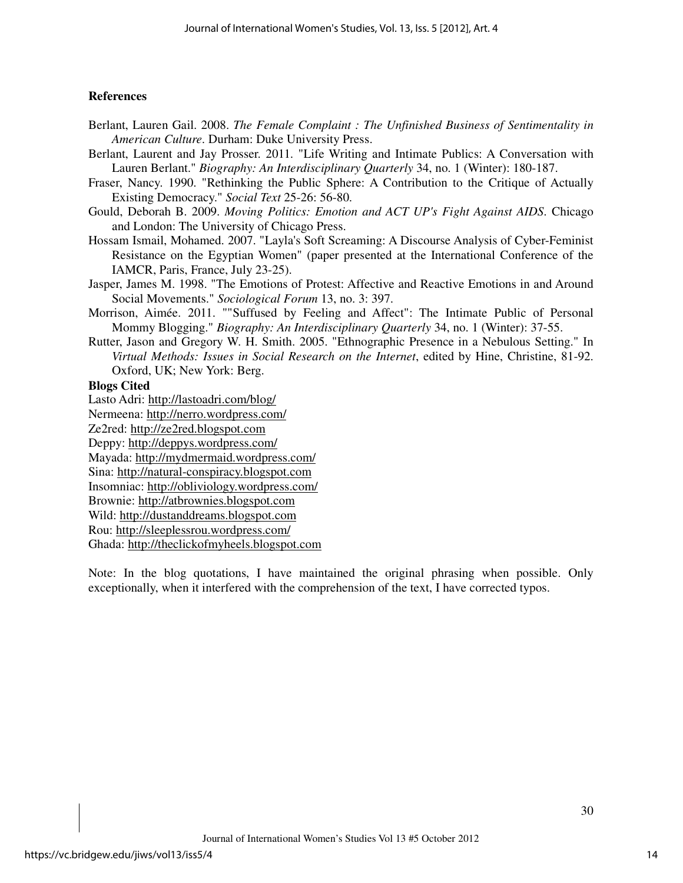## References

Berlant, Lauren Gail. 2008. *The Female Complaint : The Unfinished Business of Sentimentality in American Culture*. Durham: Duke University Press.

Berlant, Laurent and Jay Prosser. 2011. "Life Writing and Intimate Publics: A Conversation with Lauren Berlant." *Biography: An Interdisciplinary Quarterly* 34, no. 1 (Winter): 180-187.

Fraser, Nancy. 1990. "Rethinking the Public Sphere: A Contribution to the Critique of Actually Existing Democracy." *Social Text* 25-26: 56-80.

Gould, Deborah B. 2009. *Moving Politics: Emotion and ACT UP's Fight Against AIDS*. Chicago and London: The University of Chicago Press.

Hossam Ismail, Mohamed. 2007. "Layla's Soft Screaming: A Discourse Analysis of Cyber-Feminist Resistance on the Egyptian Women" (paper presented at the International Conference of the IAMCR, Paris, France, July 23-25).

Jasper, James M. 1998. "The Emotions of Protest: Affective and Reactive Emotions in and Around Social Movements." *Sociological Forum* 13, no. 3: 397.

Morrison, Aimée. 2011. ""Suffused by Feeling and Affect": The Intimate Public of Personal Mommy Blogging." *Biography: An Interdisciplinary Quarterly* 34, no. 1 (Winter): 37-55.

Rutter, Jason and Gregory W. H. Smith. 2005. "Ethnographic Presence in a Nebulous Setting." In *Virtual Methods: Issues in Social Research on the Internet*, edited by Hine, Christine, 81-92. Oxford, UK; New York: Berg.

**Blogs Cited**

Lasto Adri: http://lastoadri.com/blog/
Nermeena: http://nerro.wordpress.com/
Ze2red: http://ze2red.blogspot.com
Deppy: http://deppys.wordpress.com/
Mayada: http://mydmermaid.wordpress.com/
Sina: http://natural-conspiracy.blogspot.com
Insomniac: http://obliviology.wordpress.com/
Brownie: http://atbrownies.blogspot.com
Wild: http://dustanddreams.blogspot.com
Rou: http://sleeplessrou.wordpress.com/
Ghada: http://theclickofmyheels.blogspot.com

Note: In the blog quotations, I have maintained the original phrasing when possible. Only exceptionally, when it interfered with the comprehension of the text, I have corrected typos.